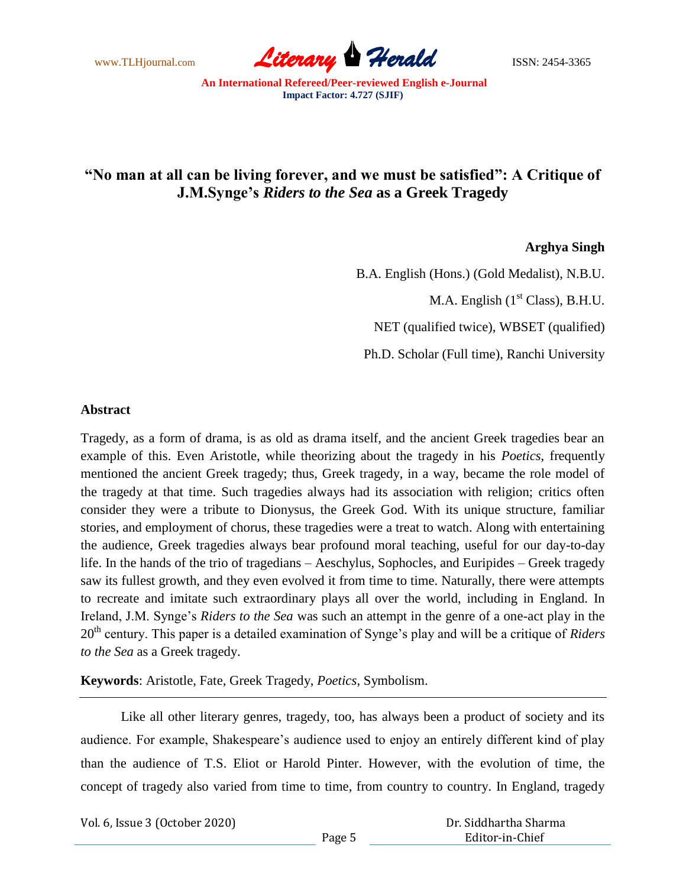# "No man at all can be living forever, and we must be satisfied": A Critique of J.M.Synge's *Riders to the Sea* as a Greek Tragedy

**Arghya Singh**

B.A. English (Hons.) (Gold Medalist), N.B.U.

M.A. English (1st Class), B.H.U.

NET (qualified twice), WBSET (qualified)

Ph.D. Scholar (Full time), Ranchi University

## Abstract

Tragedy, as a form of drama, is as old as drama itself, and the ancient Greek tragedies bear an example of this. Even Aristotle, while theorizing about the tragedy in his *Poetics*, frequently mentioned the ancient Greek tragedy; thus, Greek tragedy, in a way, became the role model of the tragedy at that time. Such tragedies always had its association with religion; critics often consider they were a tribute to Dionysus, the Greek God. With its unique structure, familiar stories, and employment of chorus, these tragedies were a treat to watch. Along with entertaining the audience, Greek tragedies always bear profound moral teaching, useful for our day-to-day life. In the hands of the trio of tragedians – Aeschylus, Sophocles, and Euripides – Greek tragedy saw its fullest growth, and they even evolved it from time to time. Naturally, there were attempts to recreate and imitate such extraordinary plays all over the world, including in England. In Ireland, J.M. Synge's *Riders to the Sea* was such an attempt in the genre of a one-act play in the 20th century. This paper is a detailed examination of Synge's play and will be a critique of *Riders to the Sea* as a Greek tragedy.

**Keywords**: Aristotle, Fate, Greek Tragedy, *Poetics*, Symbolism.

---

Like all other literary genres, tragedy, too, has always been a product of society and its audience. For example, Shakespeare's audience used to enjoy an entirely different kind of play than the audience of T.S. Eliot or Harold Pinter. However, with the evolution of time, the concept of tragedy also varied from time to time, from country to country. In England, tragedy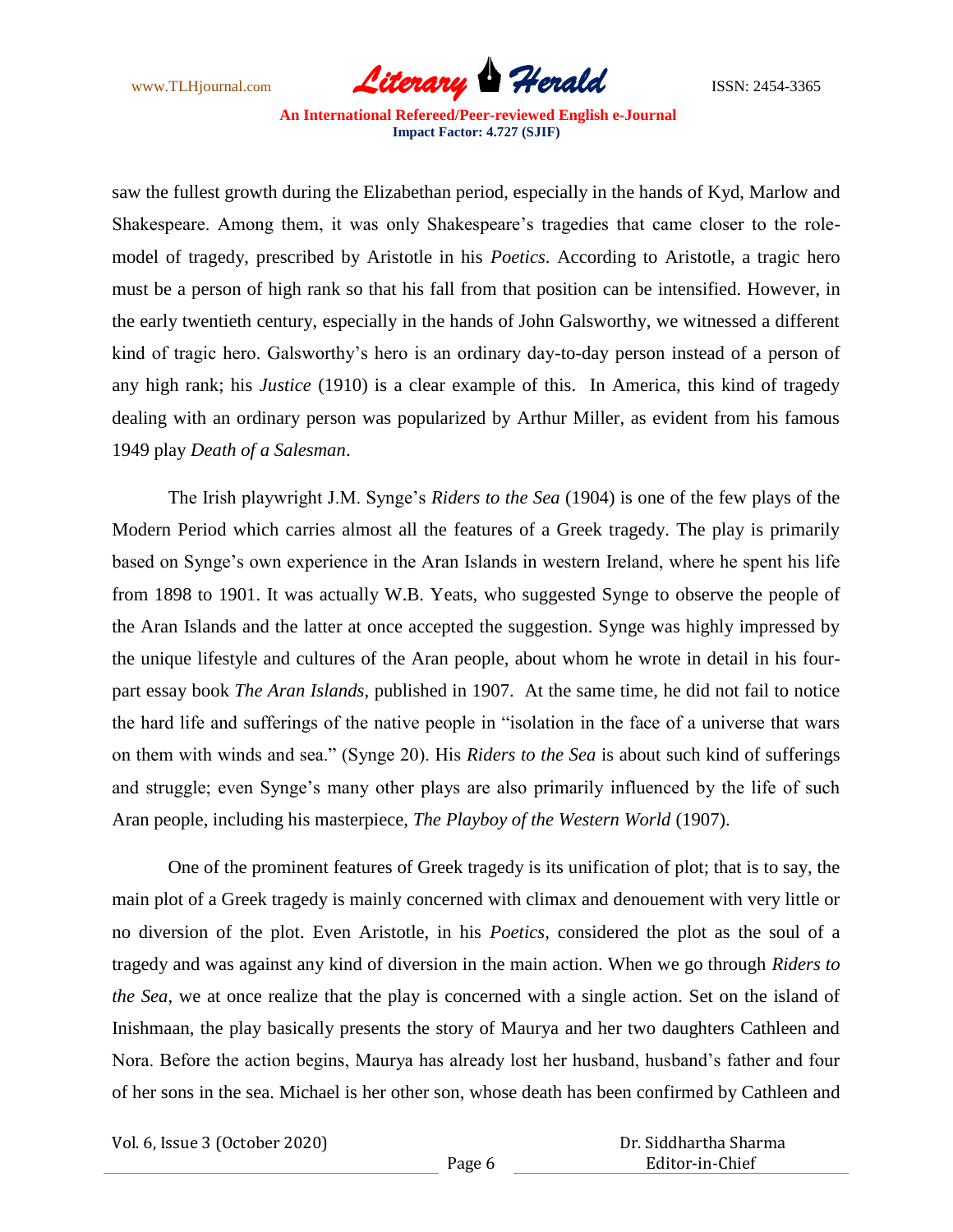saw the fullest growth during the Elizabethan period, especially in the hands of Kyd, Marlow and Shakespeare. Among them, it was only Shakespeare's tragedies that came closer to the role-model of tragedy, prescribed by Aristotle in his *Poetics*. According to Aristotle, a tragic hero must be a person of high rank so that his fall from that position can be intensified. However, in the early twentieth century, especially in the hands of John Galsworthy, we witnessed a different kind of tragic hero. Galsworthy's hero is an ordinary day-to-day person instead of a person of any high rank; his *Justice* (1910) is a clear example of this. In America, this kind of tragedy dealing with an ordinary person was popularized by Arthur Miller, as evident from his famous 1949 play *Death of a Salesman*.

The Irish playwright J.M. Synge's *Riders to the Sea* (1904) is one of the few plays of the Modern Period which carries almost all the features of a Greek tragedy. The play is primarily based on Synge's own experience in the Aran Islands in western Ireland, where he spent his life from 1898 to 1901. It was actually W.B. Yeats, who suggested Synge to observe the people of the Aran Islands and the latter at once accepted the suggestion. Synge was highly impressed by the unique lifestyle and cultures of the Aran people, about whom he wrote in detail in his four-part essay book *The Aran Islands*, published in 1907. At the same time, he did not fail to notice the hard life and sufferings of the native people in "isolation in the face of a universe that wars on them with winds and sea." (Synge 20). His *Riders to the Sea* is about such kind of sufferings and struggle; even Synge's many other plays are also primarily influenced by the life of such Aran people, including his masterpiece, *The Playboy of the Western World* (1907).

One of the prominent features of Greek tragedy is its unification of plot; that is to say, the main plot of a Greek tragedy is mainly concerned with climax and denouement with very little or no diversion of the plot. Even Aristotle, in his *Poetics*, considered the plot as the soul of a tragedy and was against any kind of diversion in the main action. When we go through *Riders to the Sea*, we at once realize that the play is concerned with a single action. Set on the island of Inishmaan, the play basically presents the story of Maurya and her two daughters Cathleen and Nora. Before the action begins, Maurya has already lost her husband, husband's father and four of her sons in the sea. Michael is her other son, whose death has been confirmed by Cathleen and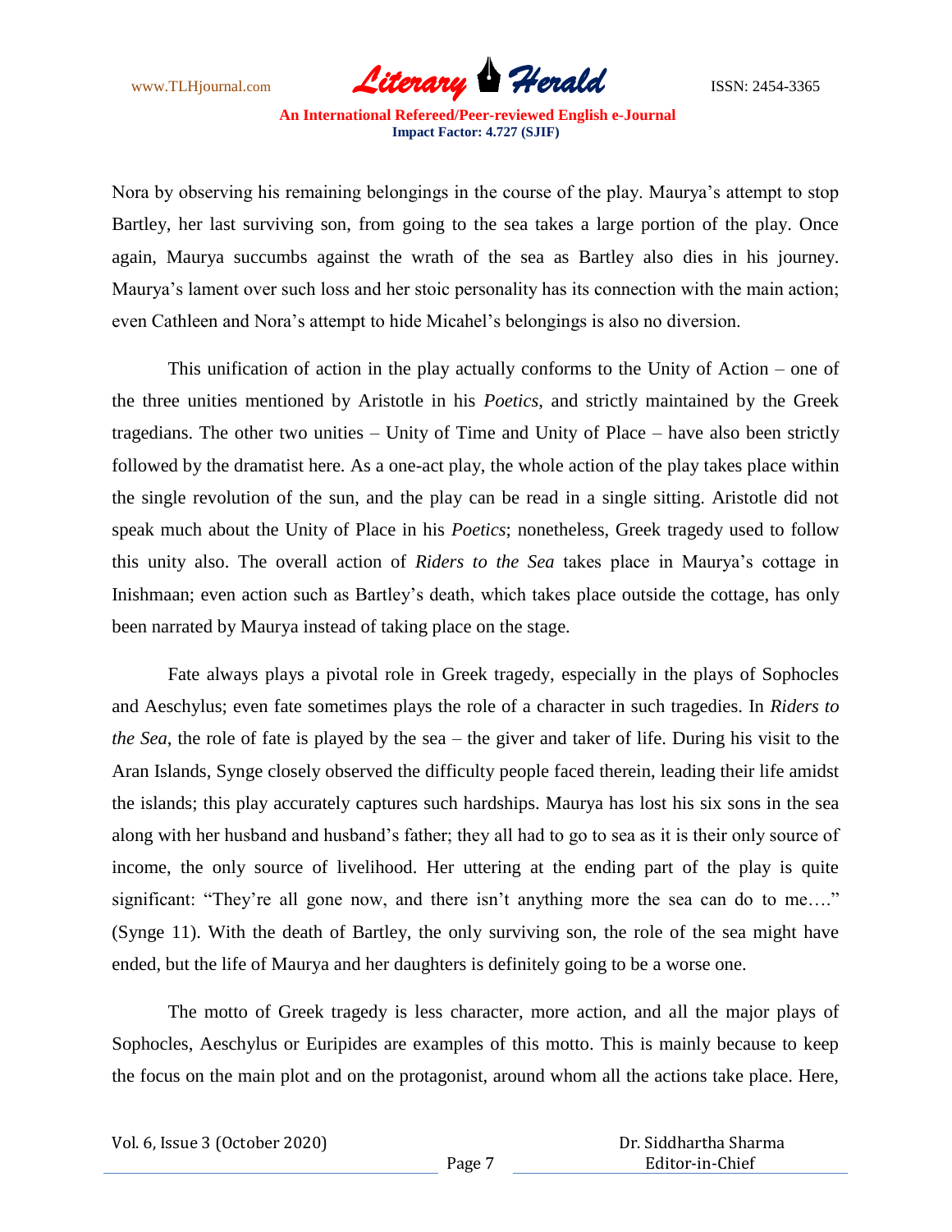Nora by observing his remaining belongings in the course of the play. Maurya's attempt to stop Bartley, her last surviving son, from going to the sea takes a large portion of the play. Once again, Maurya succumbs against the wrath of the sea as Bartley also dies in his journey. Maurya's lament over such loss and her stoic personality has its connection with the main action; even Cathleen and Nora's attempt to hide Micahel's belongings is also no diversion.

This unification of action in the play actually conforms to the Unity of Action – one of the three unities mentioned by Aristotle in his *Poetics*, and strictly maintained by the Greek tragedians. The other two unities – Unity of Time and Unity of Place – have also been strictly followed by the dramatist here. As a one-act play, the whole action of the play takes place within the single revolution of the sun, and the play can be read in a single sitting. Aristotle did not speak much about the Unity of Place in his *Poetics*; nonetheless, Greek tragedy used to follow this unity also. The overall action of *Riders to the Sea* takes place in Maurya's cottage in Inishmaan; even action such as Bartley's death, which takes place outside the cottage, has only been narrated by Maurya instead of taking place on the stage.

Fate always plays a pivotal role in Greek tragedy, especially in the plays of Sophocles and Aeschylus; even fate sometimes plays the role of a character in such tragedies. In *Riders to the Sea*, the role of fate is played by the sea – the giver and taker of life. During his visit to the Aran Islands, Synge closely observed the difficulty people faced therein, leading their life amidst the islands; this play accurately captures such hardships. Maurya has lost his six sons in the sea along with her husband and husband's father; they all had to go to sea as it is their only source of income, the only source of livelihood. Her uttering at the ending part of the play is quite significant: "They're all gone now, and there isn't anything more the sea can do to me…." (Synge 11). With the death of Bartley, the only surviving son, the role of the sea might have ended, but the life of Maurya and her daughters is definitely going to be a worse one.

The motto of Greek tragedy is less character, more action, and all the major plays of Sophocles, Aeschylus or Euripides are examples of this motto. This is mainly because to keep the focus on the main plot and on the protagonist, around whom all the actions take place. Here,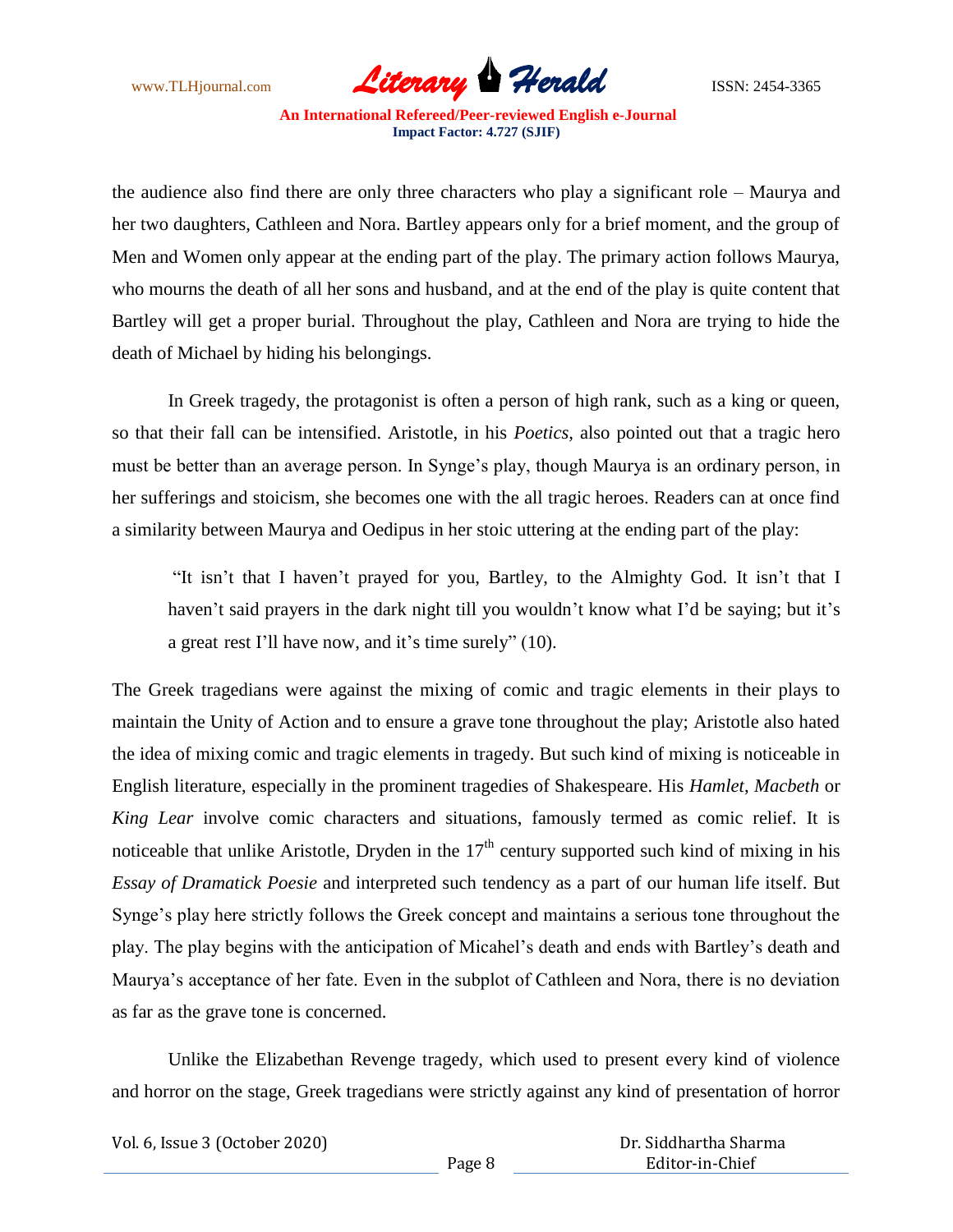the audience also find there are only three characters who play a significant role – Maurya and her two daughters, Cathleen and Nora. Bartley appears only for a brief moment, and the group of Men and Women only appear at the ending part of the play. The primary action follows Maurya, who mourns the death of all her sons and husband, and at the end of the play is quite content that Bartley will get a proper burial. Throughout the play, Cathleen and Nora are trying to hide the death of Michael by hiding his belongings.

In Greek tragedy, the protagonist is often a person of high rank, such as a king or queen, so that their fall can be intensified. Aristotle, in his *Poetics,* also pointed out that a tragic hero must be better than an average person. In Synge's play, though Maurya is an ordinary person, in her sufferings and stoicism, she becomes one with the all tragic heroes. Readers can at once find a similarity between Maurya and Oedipus in her stoic uttering at the ending part of the play:

> "It isn't that I haven't prayed for you, Bartley, to the Almighty God. It isn't that I haven't said prayers in the dark night till you wouldn't know what I'd be saying; but it's a great rest I'll have now, and it's time surely" (10).

The Greek tragedians were against the mixing of comic and tragic elements in their plays to maintain the Unity of Action and to ensure a grave tone throughout the play; Aristotle also hated the idea of mixing comic and tragic elements in tragedy. But such kind of mixing is noticeable in English literature, especially in the prominent tragedies of Shakespeare. His *Hamlet*, *Macbeth* or *King Lear* involve comic characters and situations, famously termed as comic relief. It is noticeable that unlike Aristotle, Dryden in the 17th century supported such kind of mixing in his *Essay of Dramatick Poesie* and interpreted such tendency as a part of our human life itself. But Synge's play here strictly follows the Greek concept and maintains a serious tone throughout the play. The play begins with the anticipation of Micahel's death and ends with Bartley's death and Maurya's acceptance of her fate. Even in the subplot of Cathleen and Nora, there is no deviation as far as the grave tone is concerned.

Unlike the Elizabethan Revenge tragedy, which used to present every kind of violence and horror on the stage, Greek tragedians were strictly against any kind of presentation of horror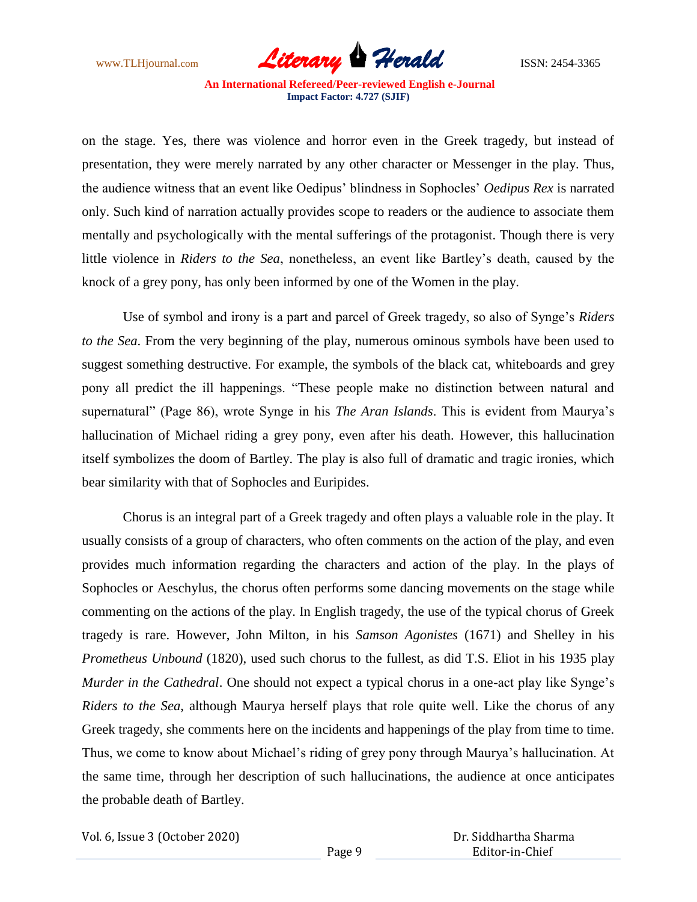on the stage. Yes, there was violence and horror even in the Greek tragedy, but instead of presentation, they were merely narrated by any other character or Messenger in the play. Thus, the audience witness that an event like Oedipus' blindness in Sophocles' *Oedipus Rex* is narrated only. Such kind of narration actually provides scope to readers or the audience to associate them mentally and psychologically with the mental sufferings of the protagonist. Though there is very little violence in *Riders to the Sea*, nonetheless, an event like Bartley's death, caused by the knock of a grey pony, has only been informed by one of the Women in the play.

Use of symbol and irony is a part and parcel of Greek tragedy, so also of Synge's *Riders to the Sea*. From the very beginning of the play, numerous ominous symbols have been used to suggest something destructive. For example, the symbols of the black cat, whiteboards and grey pony all predict the ill happenings. "These people make no distinction between natural and supernatural" (Page 86), wrote Synge in his *The Aran Islands*. This is evident from Maurya's hallucination of Michael riding a grey pony, even after his death. However, this hallucination itself symbolizes the doom of Bartley. The play is also full of dramatic and tragic ironies, which bear similarity with that of Sophocles and Euripides.

Chorus is an integral part of a Greek tragedy and often plays a valuable role in the play. It usually consists of a group of characters, who often comments on the action of the play, and even provides much information regarding the characters and action of the play. In the plays of Sophocles or Aeschylus, the chorus often performs some dancing movements on the stage while commenting on the actions of the play. In English tragedy, the use of the typical chorus of Greek tragedy is rare. However, John Milton, in his *Samson Agonistes* (1671) and Shelley in his *Prometheus Unbound* (1820), used such chorus to the fullest, as did T.S. Eliot in his 1935 play *Murder in the Cathedral*. One should not expect a typical chorus in a one-act play like Synge's *Riders to the Sea*, although Maurya herself plays that role quite well. Like the chorus of any Greek tragedy, she comments here on the incidents and happenings of the play from time to time. Thus, we come to know about Michael's riding of grey pony through Maurya's hallucination. At the same time, through her description of such hallucinations, the audience at once anticipates the probable death of Bartley.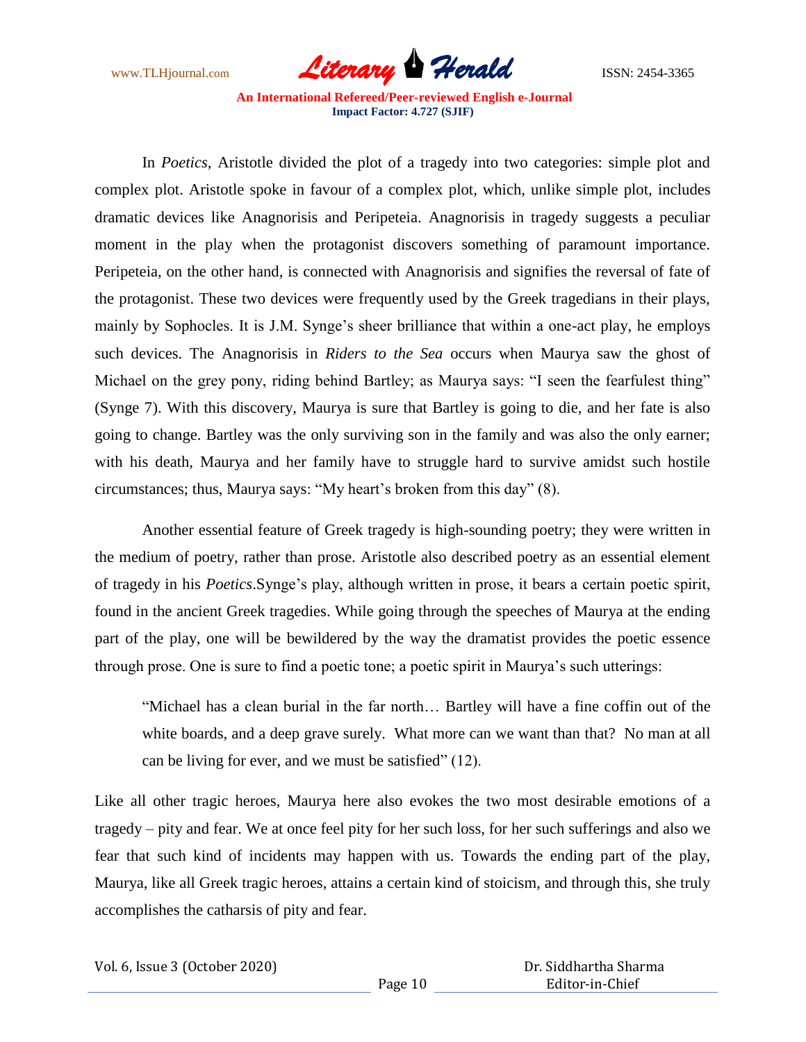In *Poetics*, Aristotle divided the plot of a tragedy into two categories: simple plot and complex plot. Aristotle spoke in favour of a complex plot, which, unlike simple plot, includes dramatic devices like Anagnorisis and Peripeteia. Anagnorisis in tragedy suggests a peculiar moment in the play when the protagonist discovers something of paramount importance. Peripeteia, on the other hand, is connected with Anagnorisis and signifies the reversal of fate of the protagonist. These two devices were frequently used by the Greek tragedians in their plays, mainly by Sophocles. It is J.M. Synge's sheer brilliance that within a one-act play, he employs such devices. The Anagnorisis in *Riders to the Sea* occurs when Maurya saw the ghost of Michael on the grey pony, riding behind Bartley; as Maurya says: "I seen the fearfulest thing" (Synge 7). With this discovery, Maurya is sure that Bartley is going to die, and her fate is also going to change. Bartley was the only surviving son in the family and was also the only earner; with his death, Maurya and her family have to struggle hard to survive amidst such hostile circumstances; thus, Maurya says: "My heart's broken from this day" (8).

Another essential feature of Greek tragedy is high-sounding poetry; they were written in the medium of poetry, rather than prose. Aristotle also described poetry as an essential element of tragedy in his *Poetics*.Synge's play, although written in prose, it bears a certain poetic spirit, found in the ancient Greek tragedies. While going through the speeches of Maurya at the ending part of the play, one will be bewildered by the way the dramatist provides the poetic essence through prose. One is sure to find a poetic tone; a poetic spirit in Maurya's such utterings:

> "Michael has a clean burial in the far north… Bartley will have a fine coffin out of the white boards, and a deep grave surely. What more can we want than that? No man at all can be living for ever, and we must be satisfied" (12).

Like all other tragic heroes, Maurya here also evokes the two most desirable emotions of a tragedy – pity and fear. We at once feel pity for her such loss, for her such sufferings and also we fear that such kind of incidents may happen with us. Towards the ending part of the play, Maurya, like all Greek tragic heroes, attains a certain kind of stoicism, and through this, she truly accomplishes the catharsis of pity and fear.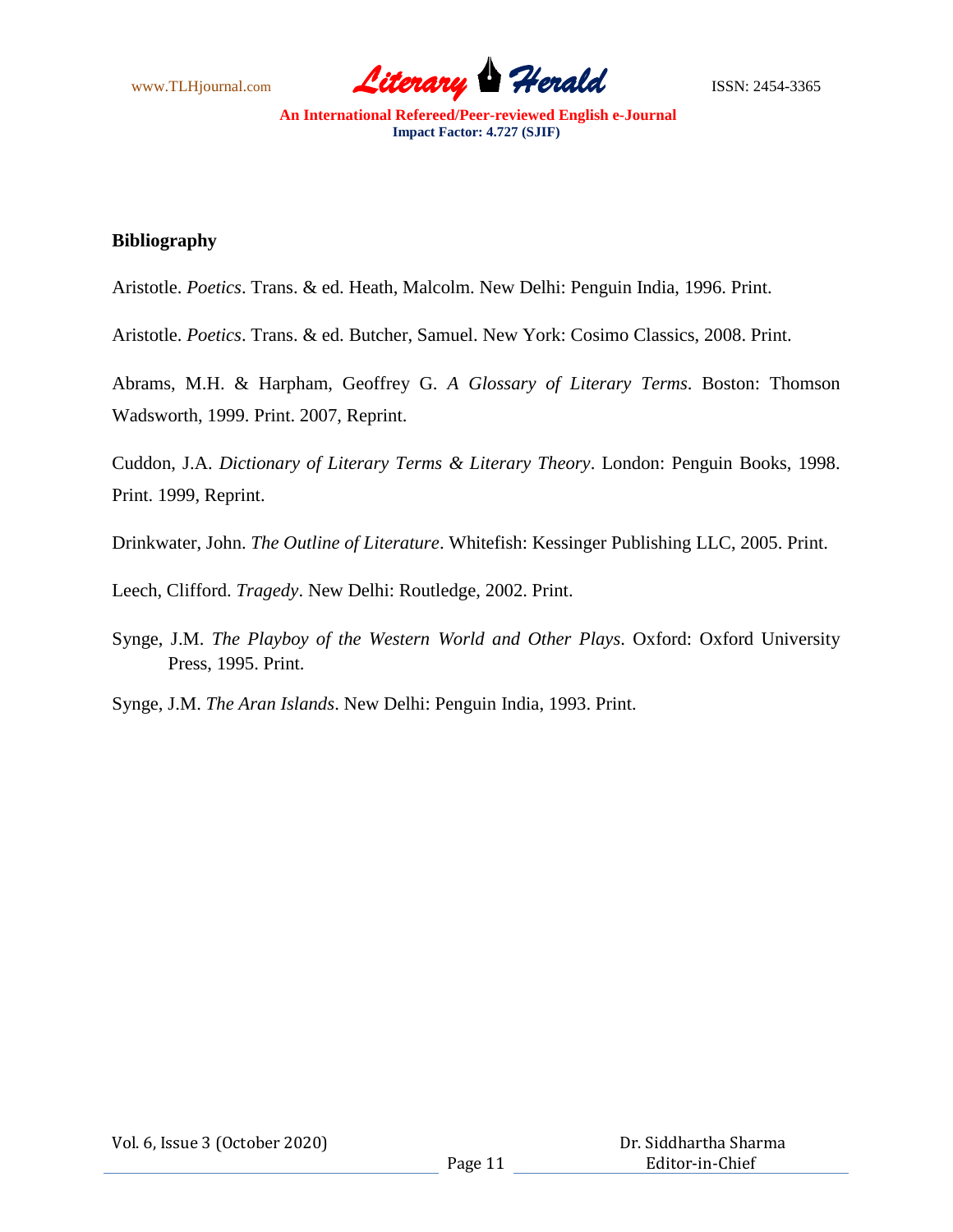**Bibliography**

Aristotle. *Poetics*. Trans. & ed. Heath, Malcolm. New Delhi: Penguin India, 1996. Print.

Aristotle. *Poetics*. Trans. & ed. Butcher, Samuel. New York: Cosimo Classics, 2008. Print.

Abrams, M.H. & Harpham, Geoffrey G. *A Glossary of Literary Terms*. Boston: Thomson Wadsworth, 1999. Print. 2007, Reprint.

Cuddon, J.A. *Dictionary of Literary Terms & Literary Theory*. London: Penguin Books, 1998. Print. 1999, Reprint.

Drinkwater, John. *The Outline of Literature*. Whitefish: Kessinger Publishing LLC, 2005. Print.

Leech, Clifford. *Tragedy*. New Delhi: Routledge, 2002. Print.

Synge, J.M. *The Playboy of the Western World and Other Plays*. Oxford: Oxford University Press, 1995. Print.

Synge, J.M. *The Aran Islands*. New Delhi: Penguin India, 1993. Print.